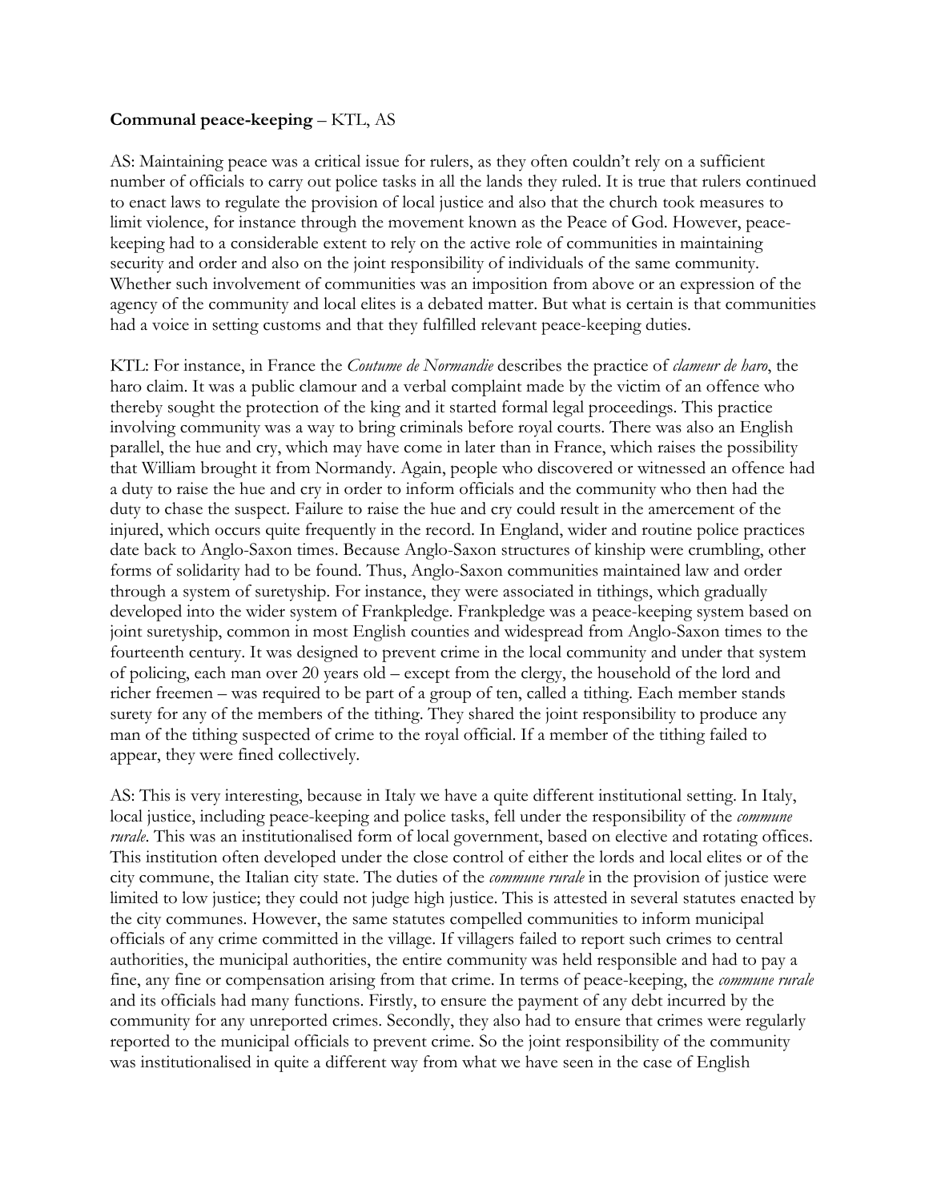**Communal peace-keeping** – KTL, AS

AS: Maintaining peace was a critical issue for rulers, as they often couldn't rely on a sufficient number of officials to carry out police tasks in all the lands they ruled. It is true that rulers continued to enact laws to regulate the provision of local justice and also that the church took measures to limit violence, for instance through the movement known as the Peace of God. However, peace-keeping had to a considerable extent to rely on the active role of communities in maintaining security and order and also on the joint responsibility of individuals of the same community. Whether such involvement of communities was an imposition from above or an expression of the agency of the community and local elites is a debated matter. But what is certain is that communities had a voice in setting customs and that they fulfilled relevant peace-keeping duties.

KTL: For instance, in France the *Coutume de Normandie* describes the practice of *clameur de haro*, the haro claim. It was a public clamour and a verbal complaint made by the victim of an offence who thereby sought the protection of the king and it started formal legal proceedings. This practice involving community was a way to bring criminals before royal courts. There was also an English parallel, the hue and cry, which may have come in later than in France, which raises the possibility that William brought it from Normandy. Again, people who discovered or witnessed an offence had a duty to raise the hue and cry in order to inform officials and the community who then had the duty to chase the suspect. Failure to raise the hue and cry could result in the amercement of the injured, which occurs quite frequently in the record. In England, wider and routine police practices date back to Anglo-Saxon times. Because Anglo-Saxon structures of kinship were crumbling, other forms of solidarity had to be found. Thus, Anglo-Saxon communities maintained law and order through a system of suretyship. For instance, they were associated in tithings, which gradually developed into the wider system of Frankpledge. Frankpledge was a peace-keeping system based on joint suretyship, common in most English counties and widespread from Anglo-Saxon times to the fourteenth century. It was designed to prevent crime in the local community and under that system of policing, each man over 20 years old – except from the clergy, the household of the lord and richer freemen – was required to be part of a group of ten, called a tithing. Each member stands surety for any of the members of the tithing. They shared the joint responsibility to produce any man of the tithing suspected of crime to the royal official. If a member of the tithing failed to appear, they were fined collectively.

AS: This is very interesting, because in Italy we have a quite different institutional setting. In Italy, local justice, including peace-keeping and police tasks, fell under the responsibility of the *commune rurale*. This was an institutionalised form of local government, based on elective and rotating offices. This institution often developed under the close control of either the lords and local elites or of the city commune, the Italian city state. The duties of the *commune rurale* in the provision of justice were limited to low justice; they could not judge high justice. This is attested in several statutes enacted by the city communes. However, the same statutes compelled communities to inform municipal officials of any crime committed in the village. If villagers failed to report such crimes to central authorities, the municipal authorities, the entire community was held responsible and had to pay a fine, any fine or compensation arising from that crime. In terms of peace-keeping, the *commune rurale* and its officials had many functions. Firstly, to ensure the payment of any debt incurred by the community for any unreported crimes. Secondly, they also had to ensure that crimes were regularly reported to the municipal officials to prevent crime. So the joint responsibility of the community was institutionalised in quite a different way from what we have seen in the case of English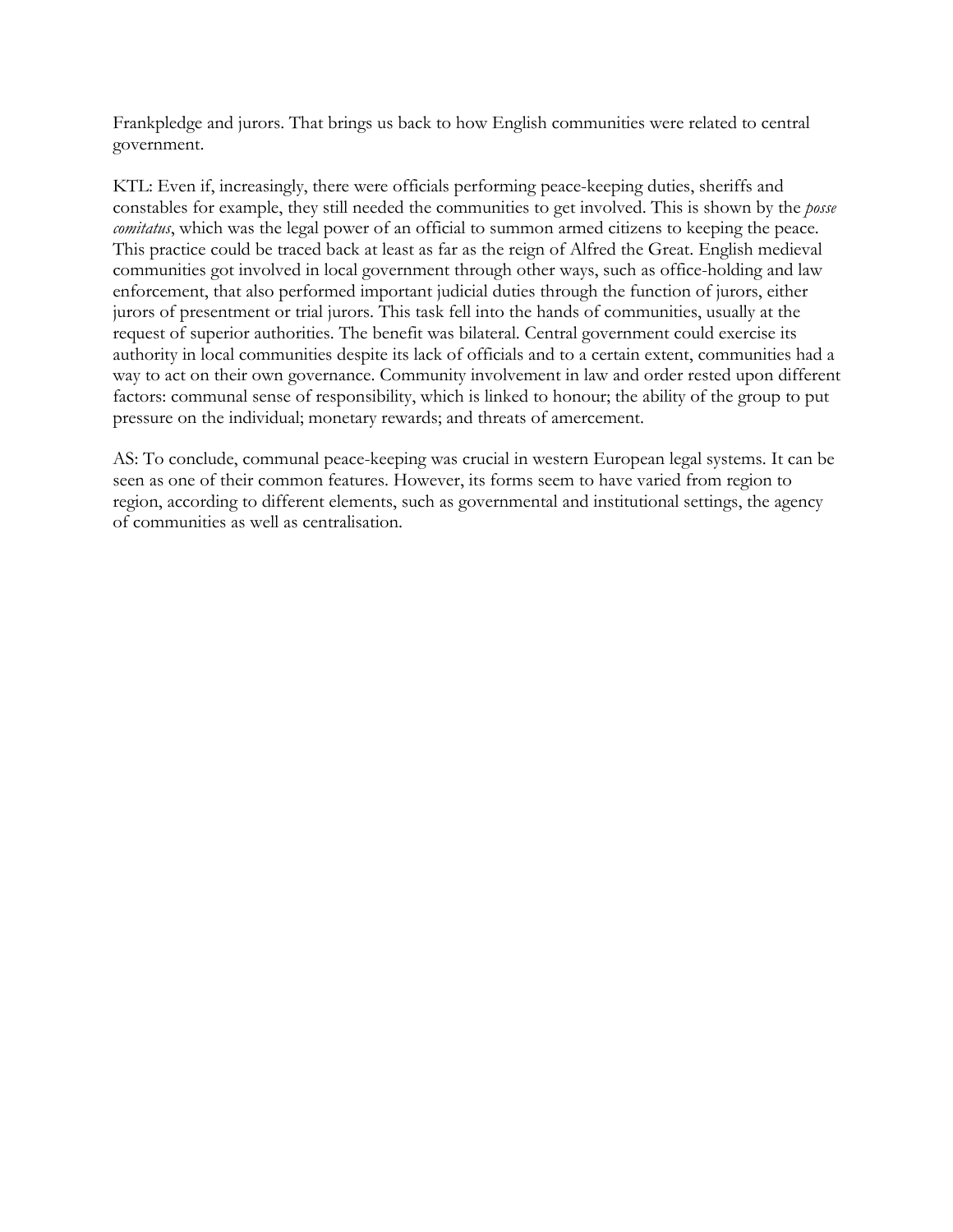Frankpledge and jurors. That brings us back to how English communities were related to central government.

KTL: Even if, increasingly, there were officials performing peace-keeping duties, sheriffs and constables for example, they still needed the communities to get involved. This is shown by the *posse comitatus*, which was the legal power of an official to summon armed citizens to keeping the peace. This practice could be traced back at least as far as the reign of Alfred the Great. English medieval communities got involved in local government through other ways, such as office-holding and law enforcement, that also performed important judicial duties through the function of jurors, either jurors of presentment or trial jurors. This task fell into the hands of communities, usually at the request of superior authorities. The benefit was bilateral. Central government could exercise its authority in local communities despite its lack of officials and to a certain extent, communities had a way to act on their own governance. Community involvement in law and order rested upon different factors: communal sense of responsibility, which is linked to honour; the ability of the group to put pressure on the individual; monetary rewards; and threats of amercement.

AS: To conclude, communal peace-keeping was crucial in western European legal systems. It can be seen as one of their common features. However, its forms seem to have varied from region to region, according to different elements, such as governmental and institutional settings, the agency of communities as well as centralisation.